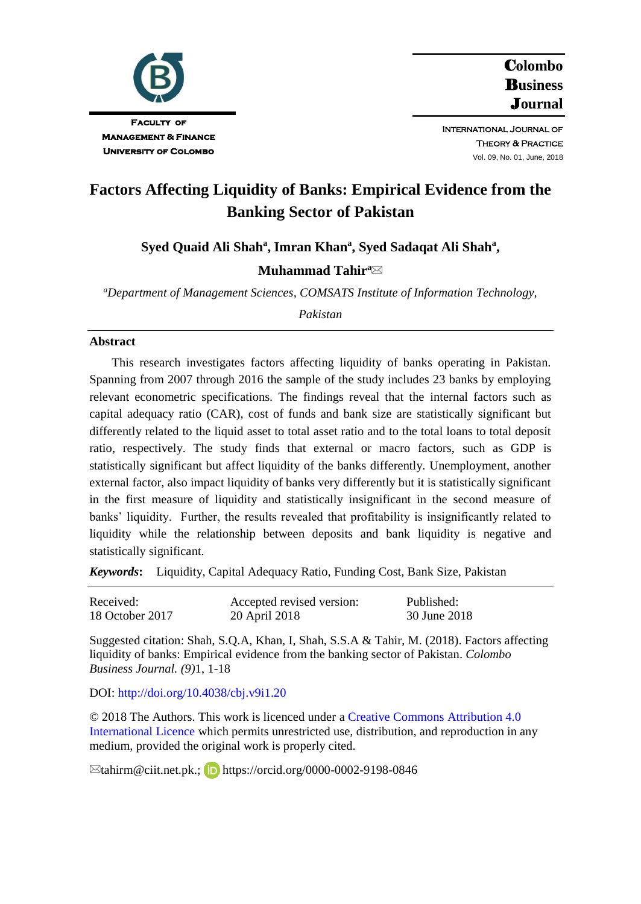Faculty of Management & Finance
University of Colombo

**Colombo Business Journal**

International Journal of Theory & Practice

Vol. 09, No. 01, June, 2018

# Factors Affecting Liquidity of Banks: Empirical Evidence from the Banking Sector of Pakistan

**Syed Quaid Ali Shah[a], Imran Khan[a], Syed Sadaqat Ali Shah[a], Muhammad Tahir[a]✉**

*[a]Department of Management Sciences, COMSATS Institute of Information Technology, Pakistan*

## Abstract

This research investigates factors affecting liquidity of banks operating in Pakistan. Spanning from 2007 through 2016 the sample of the study includes 23 banks by employing relevant econometric specifications. The findings reveal that the internal factors such as capital adequacy ratio (CAR), cost of funds and bank size are statistically significant but differently related to the liquid asset to total asset ratio and to the total loans to total deposit ratio, respectively. The study finds that external or macro factors, such as GDP is statistically significant but affect liquidity of the banks differently. Unemployment, another external factor, also impact liquidity of banks very differently but it is statistically significant in the first measure of liquidity and statistically insignificant in the second measure of banks' liquidity. Further, the results revealed that profitability is insignificantly related to liquidity while the relationship between deposits and bank liquidity is negative and statistically significant.

***Keywords*:** Liquidity, Capital Adequacy Ratio, Funding Cost, Bank Size, Pakistan

| Received: | Accepted revised version: | Published: |
|---|---|---|
| 18 October 2017 | 20 April 2018 | 30 June 2018 |

Suggested citation: Shah, S.Q.A, Khan, I, Shah, S.S.A & Tahir, M. (2018). Factors affecting liquidity of banks: Empirical evidence from the banking sector of Pakistan. *Colombo Business Journal. (9)*1, 1-18

DOI: http://doi.org/10.4038/cbj.v9i1.20

© 2018 The Authors. This work is licenced under a Creative Commons Attribution 4.0 International Licence which permits unrestricted use, distribution, and reproduction in any medium, provided the original work is properly cited.

✉tahirm@ciit.net.pk.; https://orcid.org/0000-0002-9198-0846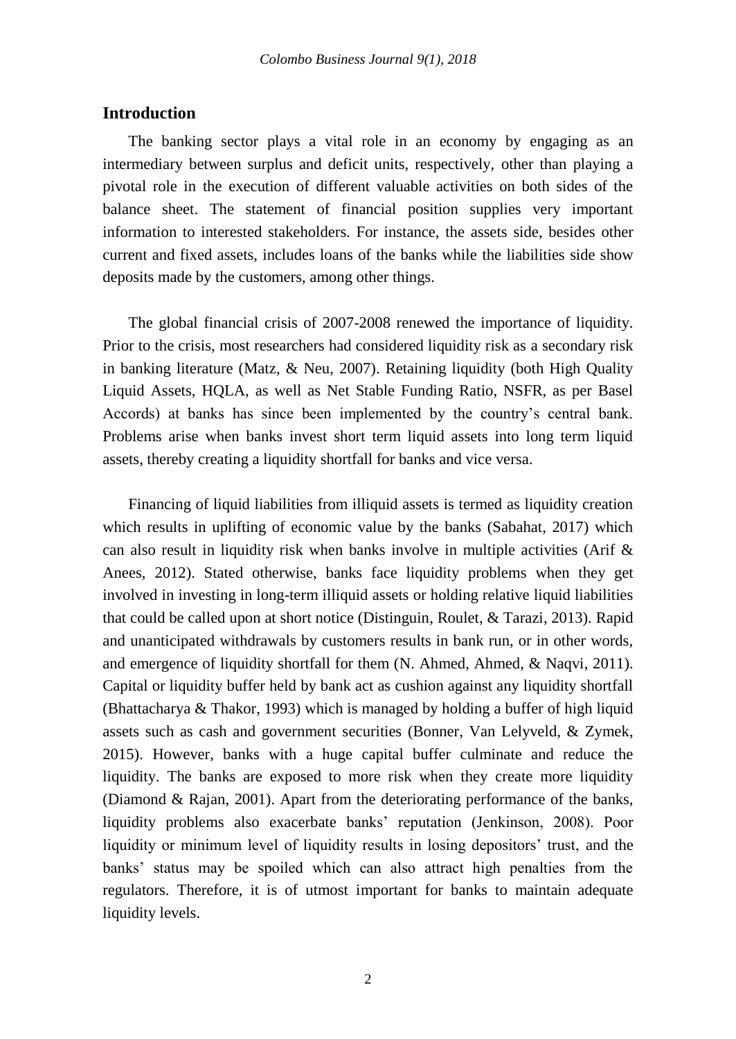## Introduction

The banking sector plays a vital role in an economy by engaging as an intermediary between surplus and deficit units, respectively, other than playing a pivotal role in the execution of different valuable activities on both sides of the balance sheet. The statement of financial position supplies very important information to interested stakeholders. For instance, the assets side, besides other current and fixed assets, includes loans of the banks while the liabilities side show deposits made by the customers, among other things.

The global financial crisis of 2007-2008 renewed the importance of liquidity. Prior to the crisis, most researchers had considered liquidity risk as a secondary risk in banking literature (Matz, & Neu, 2007). Retaining liquidity (both High Quality Liquid Assets, HQLA, as well as Net Stable Funding Ratio, NSFR, as per Basel Accords) at banks has since been implemented by the country's central bank. Problems arise when banks invest short term liquid assets into long term liquid assets, thereby creating a liquidity shortfall for banks and vice versa.

Financing of liquid liabilities from illiquid assets is termed as liquidity creation which results in uplifting of economic value by the banks (Sabahat, 2017) which can also result in liquidity risk when banks involve in multiple activities (Arif & Anees, 2012). Stated otherwise, banks face liquidity problems when they get involved in investing in long-term illiquid assets or holding relative liquid liabilities that could be called upon at short notice (Distinguin, Roulet, & Tarazi, 2013). Rapid and unanticipated withdrawals by customers results in bank run, or in other words, and emergence of liquidity shortfall for them (N. Ahmed, Ahmed, & Naqvi, 2011). Capital or liquidity buffer held by bank act as cushion against any liquidity shortfall (Bhattacharya & Thakor, 1993) which is managed by holding a buffer of high liquid assets such as cash and government securities (Bonner, Van Lelyveld, & Zymek, 2015). However, banks with a huge capital buffer culminate and reduce the liquidity. The banks are exposed to more risk when they create more liquidity (Diamond & Rajan, 2001). Apart from the deteriorating performance of the banks, liquidity problems also exacerbate banks' reputation (Jenkinson, 2008). Poor liquidity or minimum level of liquidity results in losing depositors' trust, and the banks' status may be spoiled which can also attract high penalties from the regulators. Therefore, it is of utmost important for banks to maintain adequate liquidity levels.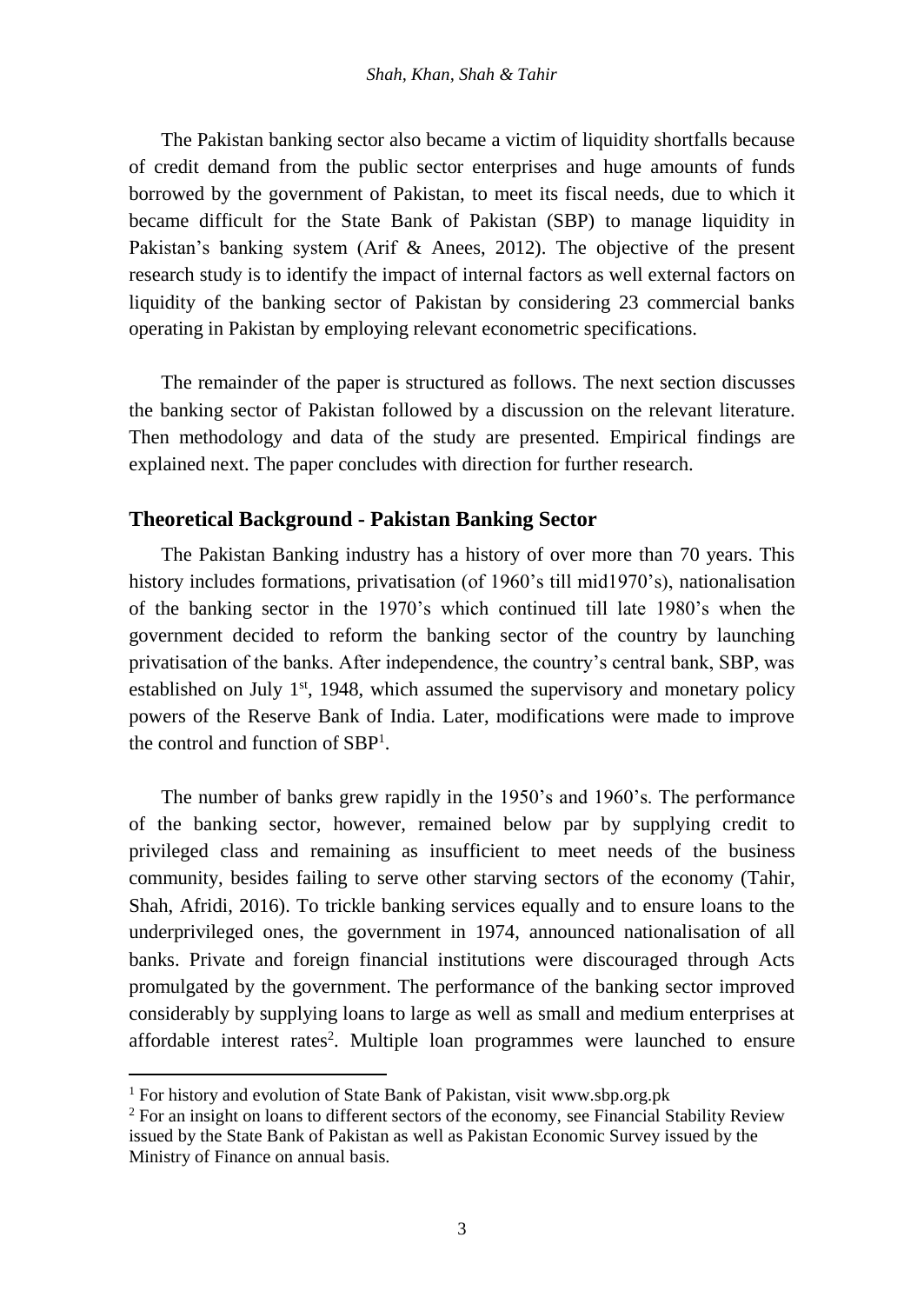The Pakistan banking sector also became a victim of liquidity shortfalls because of credit demand from the public sector enterprises and huge amounts of funds borrowed by the government of Pakistan, to meet its fiscal needs, due to which it became difficult for the State Bank of Pakistan (SBP) to manage liquidity in Pakistan's banking system (Arif & Anees, 2012). The objective of the present research study is to identify the impact of internal factors as well external factors on liquidity of the banking sector of Pakistan by considering 23 commercial banks operating in Pakistan by employing relevant econometric specifications.

The remainder of the paper is structured as follows. The next section discusses the banking sector of Pakistan followed by a discussion on the relevant literature. Then methodology and data of the study are presented. Empirical findings are explained next. The paper concludes with direction for further research.

## Theoretical Background - Pakistan Banking Sector

The Pakistan Banking industry has a history of over more than 70 years. This history includes formations, privatisation (of 1960's till mid1970's), nationalisation of the banking sector in the 1970's which continued till late 1980's when the government decided to reform the banking sector of the country by launching privatisation of the banks. After independence, the country's central bank, SBP, was established on July 1st, 1948, which assumed the supervisory and monetary policy powers of the Reserve Bank of India. Later, modifications were made to improve the control and function of SBP[1].

The number of banks grew rapidly in the 1950's and 1960's. The performance of the banking sector, however, remained below par by supplying credit to privileged class and remaining as insufficient to meet needs of the business community, besides failing to serve other starving sectors of the economy (Tahir, Shah, Afridi, 2016). To trickle banking services equally and to ensure loans to the underprivileged ones, the government in 1974, announced nationalisation of all banks. Private and foreign financial institutions were discouraged through Acts promulgated by the government. The performance of the banking sector improved considerably by supplying loans to large as well as small and medium enterprises at affordable interest rates[2]. Multiple loan programmes were launched to ensure

---

[1] For history and evolution of State Bank of Pakistan, visit www.sbp.org.pk

[2] For an insight on loans to different sectors of the economy, see Financial Stability Review issued by the State Bank of Pakistan as well as Pakistan Economic Survey issued by the Ministry of Finance on annual basis.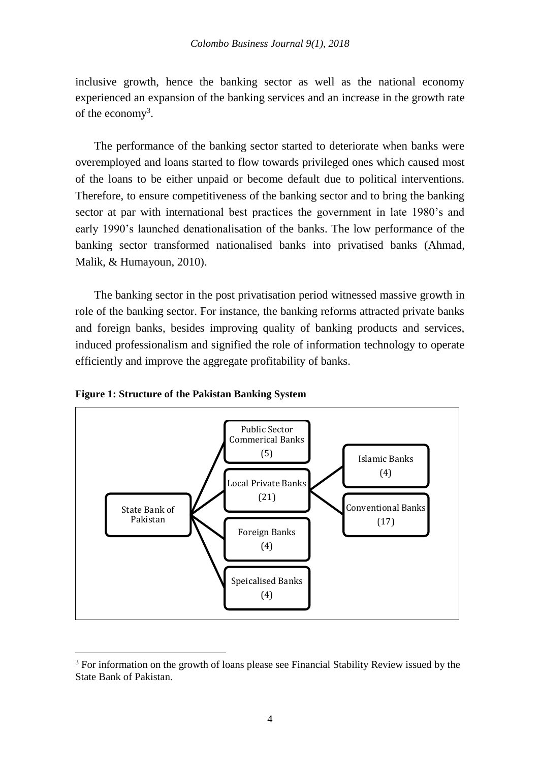inclusive growth, hence the banking sector as well as the national economy experienced an expansion of the banking services and an increase in the growth rate of the economy[3].

The performance of the banking sector started to deteriorate when banks were overemployed and loans started to flow towards privileged ones which caused most of the loans to be either unpaid or become default due to political interventions. Therefore, to ensure competitiveness of the banking sector and to bring the banking sector at par with international best practices the government in late 1980's and early 1990's launched denationalisation of the banks. The low performance of the banking sector transformed nationalised banks into privatised banks (Ahmad, Malik, & Humayoun, 2010).

The banking sector in the post privatisation period witnessed massive growth in role of the banking sector. For instance, the banking reforms attracted private banks and foreign banks, besides improving quality of banking products and services, induced professionalism and signified the role of information technology to operate efficiently and improve the aggregate profitability of banks.

**Figure 1: Structure of the Pakistan Banking System**

- State Bank of Pakistan
  - Public Sector Commerical Banks (5)
  - Local Private Banks (21)
    - Islamic Banks (4)
    - Conventional Banks (17)
  - Foreign Banks (4)
  - Speicalised Banks (4)

---

[3] For information on the growth of loans please see Financial Stability Review issued by the State Bank of Pakistan.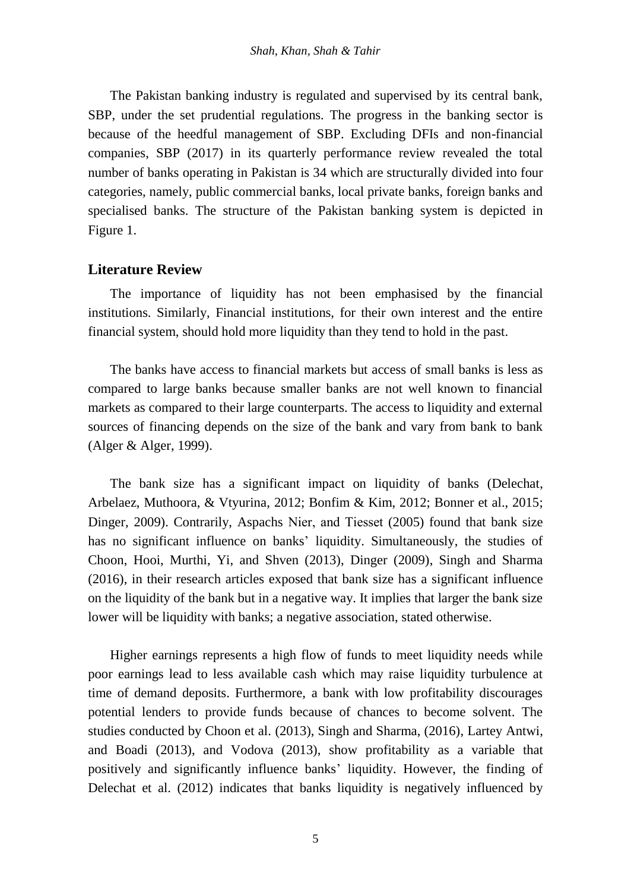The Pakistan banking industry is regulated and supervised by its central bank, SBP, under the set prudential regulations. The progress in the banking sector is because of the heedful management of SBP. Excluding DFIs and non-financial companies, SBP (2017) in its quarterly performance review revealed the total number of banks operating in Pakistan is 34 which are structurally divided into four categories, namely, public commercial banks, local private banks, foreign banks and specialised banks. The structure of the Pakistan banking system is depicted in Figure 1.

## Literature Review

The importance of liquidity has not been emphasised by the financial institutions. Similarly, Financial institutions, for their own interest and the entire financial system, should hold more liquidity than they tend to hold in the past.

The banks have access to financial markets but access of small banks is less as compared to large banks because smaller banks are not well known to financial markets as compared to their large counterparts. The access to liquidity and external sources of financing depends on the size of the bank and vary from bank to bank (Alger & Alger, 1999).

The bank size has a significant impact on liquidity of banks (Delechat, Arbelaez, Muthoora, & Vtyurina, 2012; Bonfim & Kim, 2012; Bonner et al., 2015; Dinger, 2009). Contrarily, Aspachs Nier, and Tiesset (2005) found that bank size has no significant influence on banks' liquidity. Simultaneously, the studies of Choon, Hooi, Murthi, Yi, and Shven (2013), Dinger (2009), Singh and Sharma (2016), in their research articles exposed that bank size has a significant influence on the liquidity of the bank but in a negative way. It implies that larger the bank size lower will be liquidity with banks; a negative association, stated otherwise.

Higher earnings represents a high flow of funds to meet liquidity needs while poor earnings lead to less available cash which may raise liquidity turbulence at time of demand deposits. Furthermore, a bank with low profitability discourages potential lenders to provide funds because of chances to become solvent. The studies conducted by Choon et al. (2013), Singh and Sharma, (2016), Lartey Antwi, and Boadi (2013), and Vodova (2013), show profitability as a variable that positively and significantly influence banks' liquidity. However, the finding of Delechat et al. (2012) indicates that banks liquidity is negatively influenced by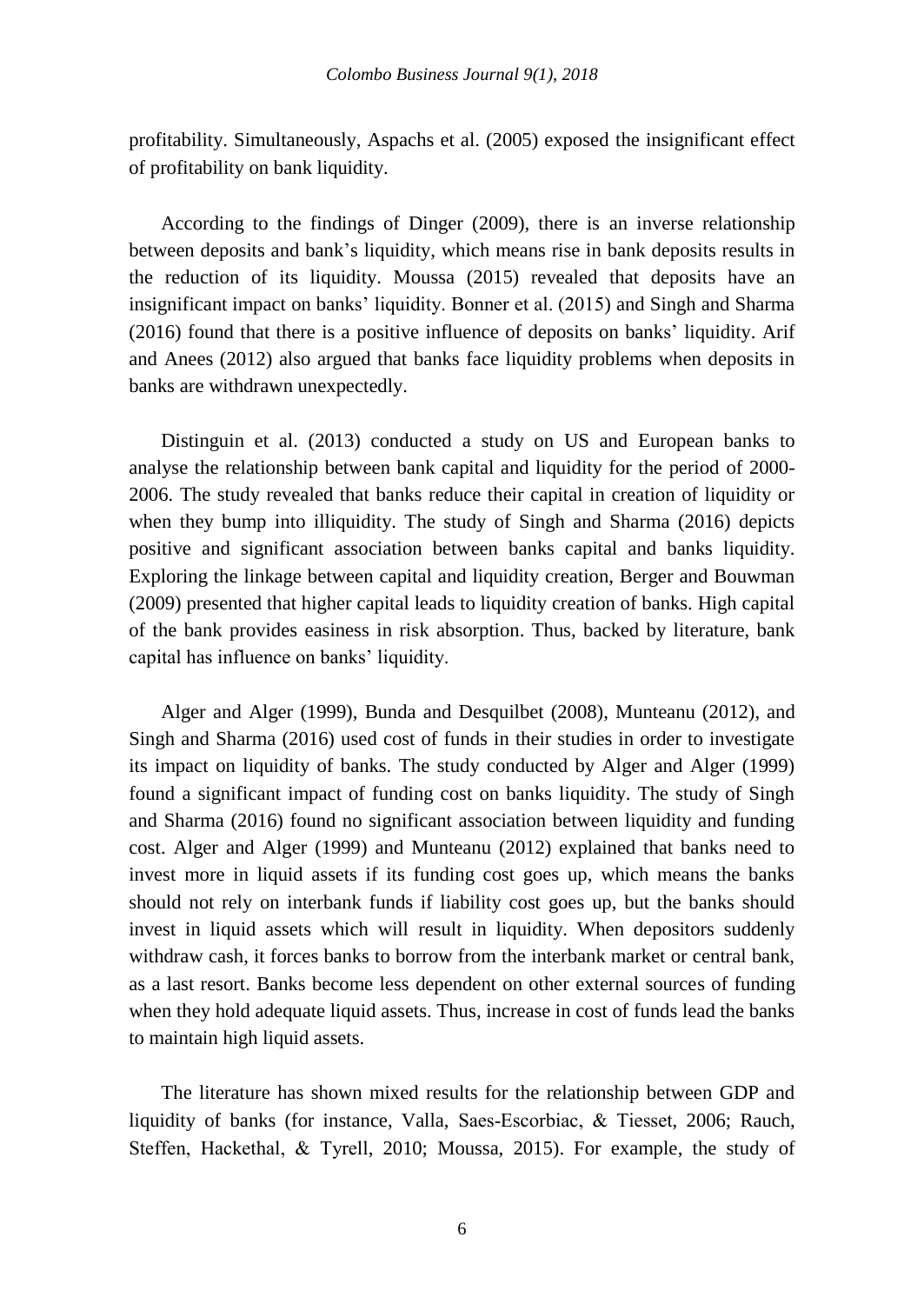profitability. Simultaneously, Aspachs et al. (2005) exposed the insignificant effect of profitability on bank liquidity.

According to the findings of Dinger (2009), there is an inverse relationship between deposits and bank's liquidity, which means rise in bank deposits results in the reduction of its liquidity. Moussa (2015) revealed that deposits have an insignificant impact on banks' liquidity. Bonner et al. (2015) and Singh and Sharma (2016) found that there is a positive influence of deposits on banks' liquidity. Arif and Anees (2012) also argued that banks face liquidity problems when deposits in banks are withdrawn unexpectedly.

Distinguin et al. (2013) conducted a study on US and European banks to analyse the relationship between bank capital and liquidity for the period of 2000-2006. The study revealed that banks reduce their capital in creation of liquidity or when they bump into illiquidity. The study of Singh and Sharma (2016) depicts positive and significant association between banks capital and banks liquidity. Exploring the linkage between capital and liquidity creation, Berger and Bouwman (2009) presented that higher capital leads to liquidity creation of banks. High capital of the bank provides easiness in risk absorption. Thus, backed by literature, bank capital has influence on banks' liquidity.

Alger and Alger (1999), Bunda and Desquilbet (2008), Munteanu (2012), and Singh and Sharma (2016) used cost of funds in their studies in order to investigate its impact on liquidity of banks. The study conducted by Alger and Alger (1999) found a significant impact of funding cost on banks liquidity. The study of Singh and Sharma (2016) found no significant association between liquidity and funding cost. Alger and Alger (1999) and Munteanu (2012) explained that banks need to invest more in liquid assets if its funding cost goes up, which means the banks should not rely on interbank funds if liability cost goes up, but the banks should invest in liquid assets which will result in liquidity. When depositors suddenly withdraw cash, it forces banks to borrow from the interbank market or central bank, as a last resort. Banks become less dependent on other external sources of funding when they hold adequate liquid assets. Thus, increase in cost of funds lead the banks to maintain high liquid assets.

The literature has shown mixed results for the relationship between GDP and liquidity of banks (for instance, Valla, Saes-Escorbiac, & Tiesset, 2006; Rauch, Steffen, Hackethal, & Tyrell, 2010; Moussa, 2015). For example, the study of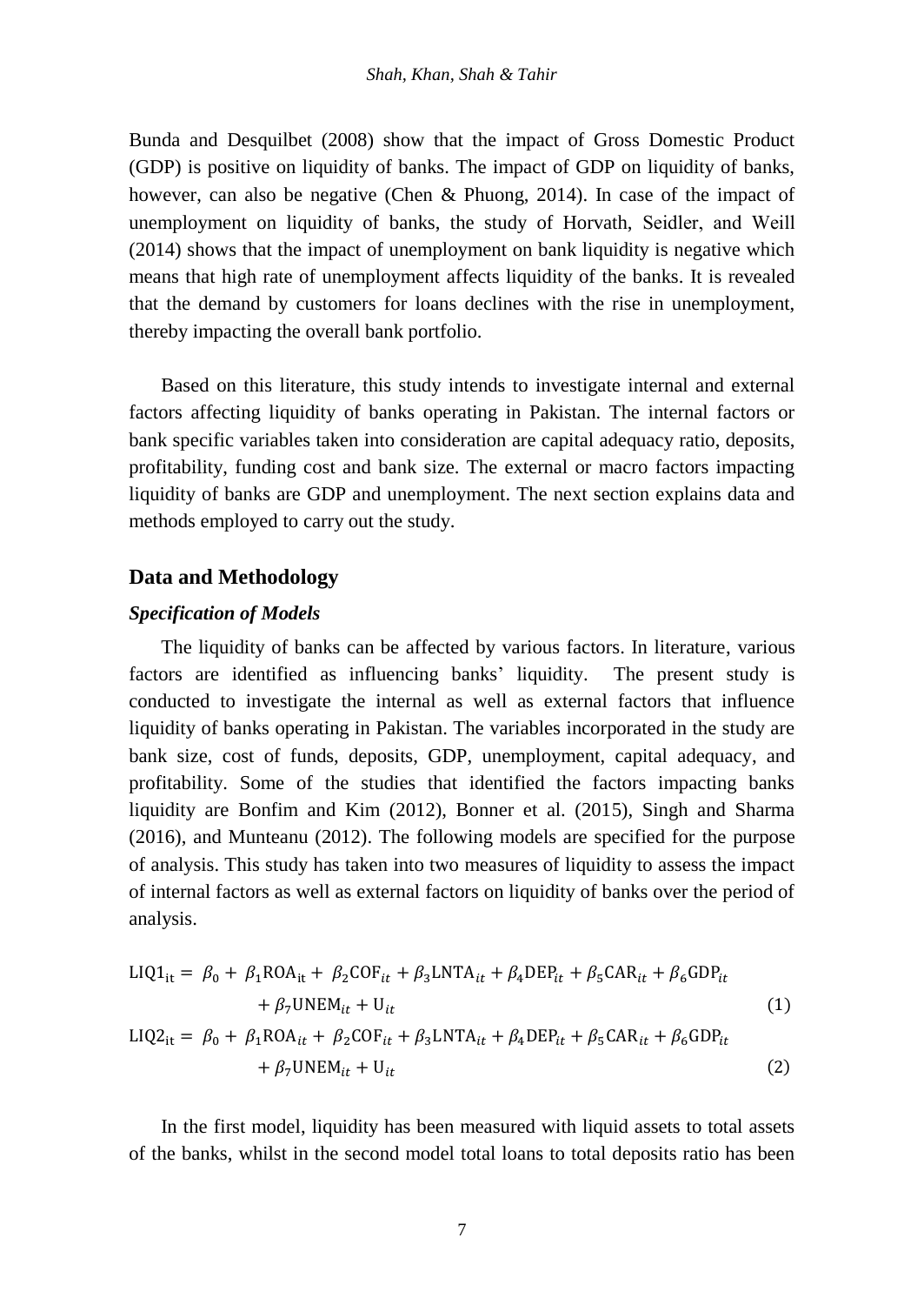Bunda and Desquilbet (2008) show that the impact of Gross Domestic Product (GDP) is positive on liquidity of banks. The impact of GDP on liquidity of banks, however, can also be negative (Chen & Phuong, 2014). In case of the impact of unemployment on liquidity of banks, the study of Horvath, Seidler, and Weill (2014) shows that the impact of unemployment on bank liquidity is negative which means that high rate of unemployment affects liquidity of the banks. It is revealed that the demand by customers for loans declines with the rise in unemployment, thereby impacting the overall bank portfolio.

Based on this literature, this study intends to investigate internal and external factors affecting liquidity of banks operating in Pakistan. The internal factors or bank specific variables taken into consideration are capital adequacy ratio, deposits, profitability, funding cost and bank size. The external or macro factors impacting liquidity of banks are GDP and unemployment. The next section explains data and methods employed to carry out the study.

## Data and Methodology

### *Specification of Models*

The liquidity of banks can be affected by various factors. In literature, various factors are identified as influencing banks' liquidity. The present study is conducted to investigate the internal as well as external factors that influence liquidity of banks operating in Pakistan. The variables incorporated in the study are bank size, cost of funds, deposits, GDP, unemployment, capital adequacy, and profitability. Some of the studies that identified the factors impacting banks liquidity are Bonfim and Kim (2012), Bonner et al. (2015), Singh and Sharma (2016), and Munteanu (2012). The following models are specified for the purpose of analysis. This study has taken into two measures of liquidity to assess the impact of internal factors as well as external factors on liquidity of banks over the period of analysis.

$$\mathrm{LIQ1_{it}} = \beta_0 + \beta_1 \mathrm{ROA_{it}} + \beta_2 \mathrm{COF}_{it} + \beta_3 \mathrm{LNTA}_{it} + \beta_4 \mathrm{DEP}_{it} + \beta_5 \mathrm{CAR}_{it} + \beta_6 \mathrm{GDP}_{it} + \beta_7 \mathrm{UNEM}_{it} + \mathrm{U}_{it} \tag{1}$$

$$\mathrm{LIQ2_{it}} = \beta_0 + \beta_1 \mathrm{ROA}_{it} + \beta_2 \mathrm{COF}_{it} + \beta_3 \mathrm{LNTA}_{it} + \beta_4 \mathrm{DEP}_{it} + \beta_5 \mathrm{CAR}_{it} + \beta_6 \mathrm{GDP}_{it} + \beta_7 \mathrm{UNEM}_{it} + \mathrm{U}_{it} \tag{2}$$

In the first model, liquidity has been measured with liquid assets to total assets of the banks, whilst in the second model total loans to total deposits ratio has been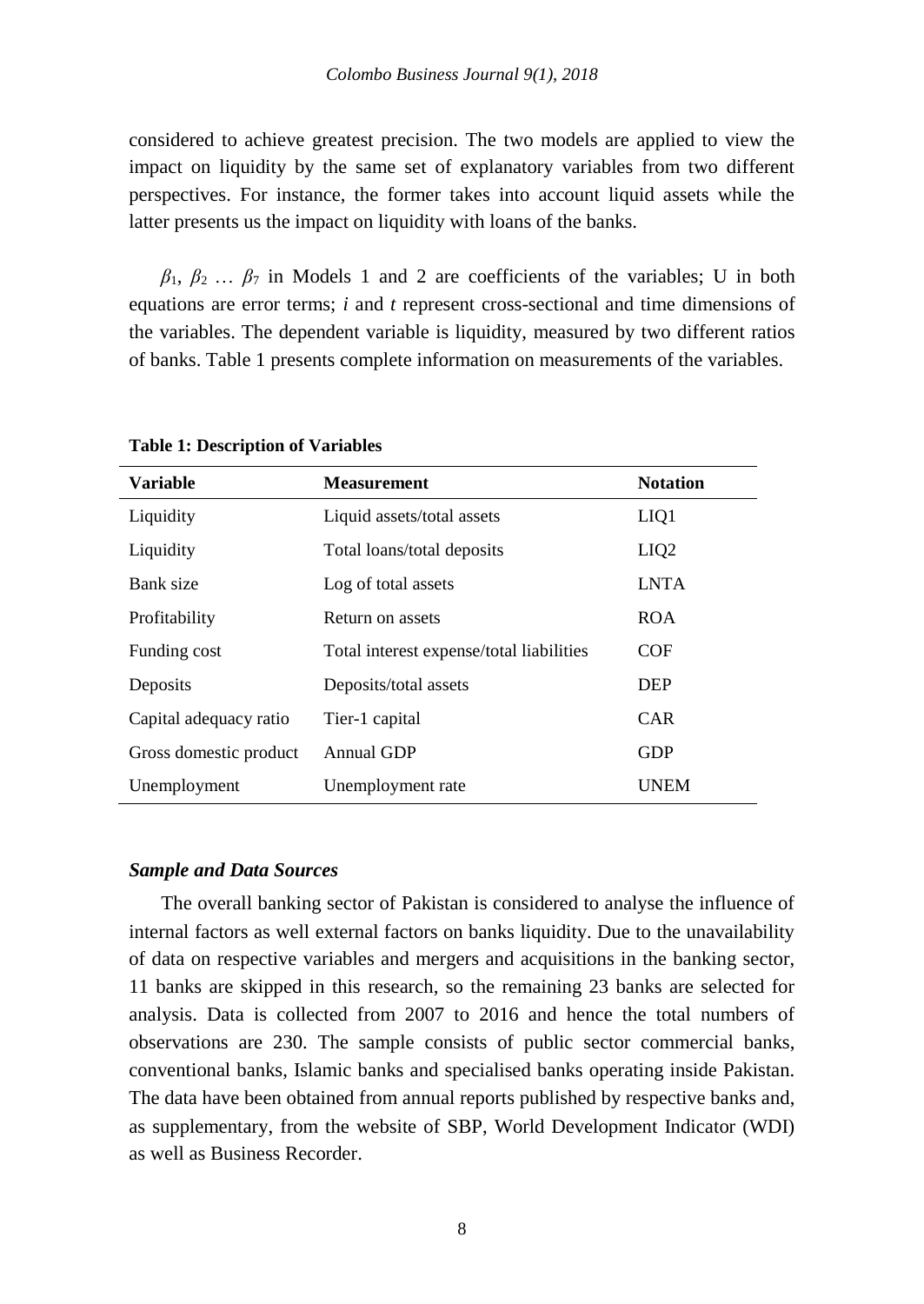considered to achieve greatest precision. The two models are applied to view the impact on liquidity by the same set of explanatory variables from two different perspectives. For instance, the former takes into account liquid assets while the latter presents us the impact on liquidity with loans of the banks.

$\beta_1$, $\beta_2$ … $\beta_7$ in Models 1 and 2 are coefficients of the variables; U in both equations are error terms; *i* and *t* represent cross-sectional and time dimensions of the variables. The dependent variable is liquidity, measured by two different ratios of banks. Table 1 presents complete information on measurements of the variables.

**Table 1: Description of Variables**

| **Variable** | **Measurement** | **Notation** |
|---|---|---|
| Liquidity | Liquid assets/total assets | LIQ1 |
| Liquidity | Total loans/total deposits | LIQ2 |
| Bank size | Log of total assets | LNTA |
| Profitability | Return on assets | ROA |
| Funding cost | Total interest expense/total liabilities | COF |
| Deposits | Deposits/total assets | DEP |
| Capital adequacy ratio | Tier-1 capital | CAR |
| Gross domestic product | Annual GDP | GDP |
| Unemployment | Unemployment rate | UNEM |

### *Sample and Data Sources*

The overall banking sector of Pakistan is considered to analyse the influence of internal factors as well external factors on banks liquidity. Due to the unavailability of data on respective variables and mergers and acquisitions in the banking sector, 11 banks are skipped in this research, so the remaining 23 banks are selected for analysis. Data is collected from 2007 to 2016 and hence the total numbers of observations are 230. The sample consists of public sector commercial banks, conventional banks, Islamic banks and specialised banks operating inside Pakistan. The data have been obtained from annual reports published by respective banks and, as supplementary, from the website of SBP, World Development Indicator (WDI) as well as Business Recorder.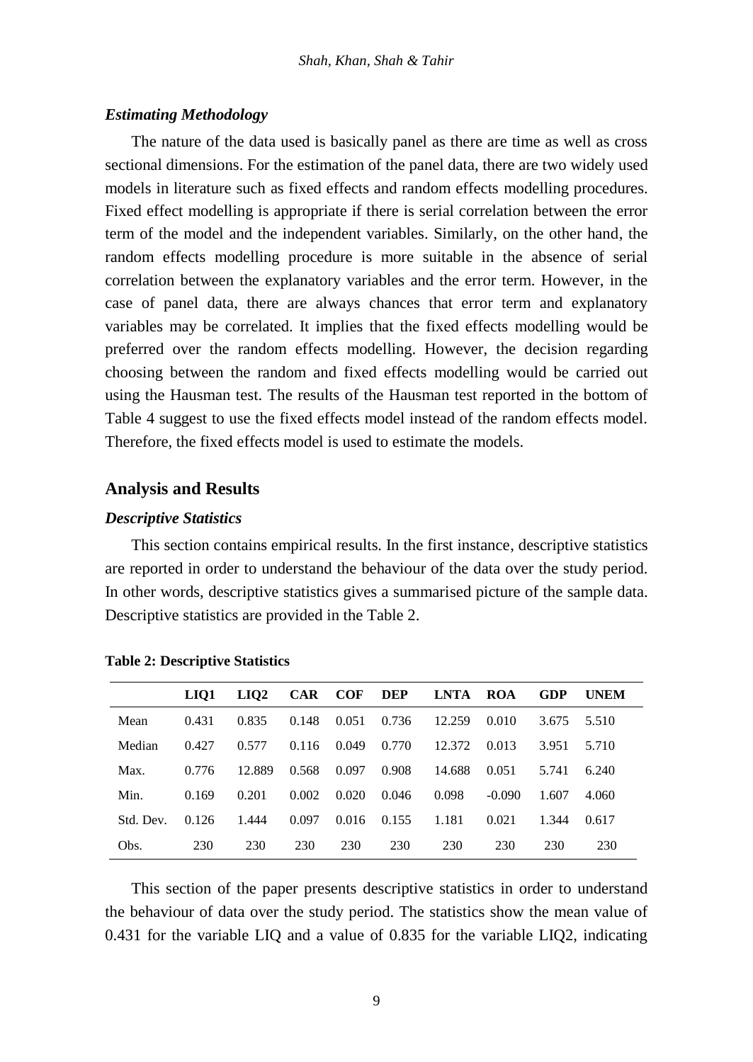### *Estimating Methodology*

The nature of the data used is basically panel as there are time as well as cross sectional dimensions. For the estimation of the panel data, there are two widely used models in literature such as fixed effects and random effects modelling procedures. Fixed effect modelling is appropriate if there is serial correlation between the error term of the model and the independent variables. Similarly, on the other hand, the random effects modelling procedure is more suitable in the absence of serial correlation between the explanatory variables and the error term. However, in the case of panel data, there are always chances that error term and explanatory variables may be correlated. It implies that the fixed effects modelling would be preferred over the random effects modelling. However, the decision regarding choosing between the random and fixed effects modelling would be carried out using the Hausman test. The results of the Hausman test reported in the bottom of Table 4 suggest to use the fixed effects model instead of the random effects model. Therefore, the fixed effects model is used to estimate the models.

## Analysis and Results

### *Descriptive Statistics*

This section contains empirical results. In the first instance, descriptive statistics are reported in order to understand the behaviour of the data over the study period. In other words, descriptive statistics gives a summarised picture of the sample data. Descriptive statistics are provided in the Table 2.

**Table 2: Descriptive Statistics**

| | LIQ1 | LIQ2 | CAR | COF | DEP | LNTA | ROA | GDP | UNEM |
|---|---|---|---|---|---|---|---|---|---|
| Mean | 0.431 | 0.835 | 0.148 | 0.051 | 0.736 | 12.259 | 0.010 | 3.675 | 5.510 |
| Median | 0.427 | 0.577 | 0.116 | 0.049 | 0.770 | 12.372 | 0.013 | 3.951 | 5.710 |
| Max. | 0.776 | 12.889 | 0.568 | 0.097 | 0.908 | 14.688 | 0.051 | 5.741 | 6.240 |
| Min. | 0.169 | 0.201 | 0.002 | 0.020 | 0.046 | 0.098 | -0.090 | 1.607 | 4.060 |
| Std. Dev. | 0.126 | 1.444 | 0.097 | 0.016 | 0.155 | 1.181 | 0.021 | 1.344 | 0.617 |
| Obs. | 230 | 230 | 230 | 230 | 230 | 230 | 230 | 230 | 230 |

This section of the paper presents descriptive statistics in order to understand the behaviour of data over the study period. The statistics show the mean value of 0.431 for the variable LIQ and a value of 0.835 for the variable LIQ2, indicating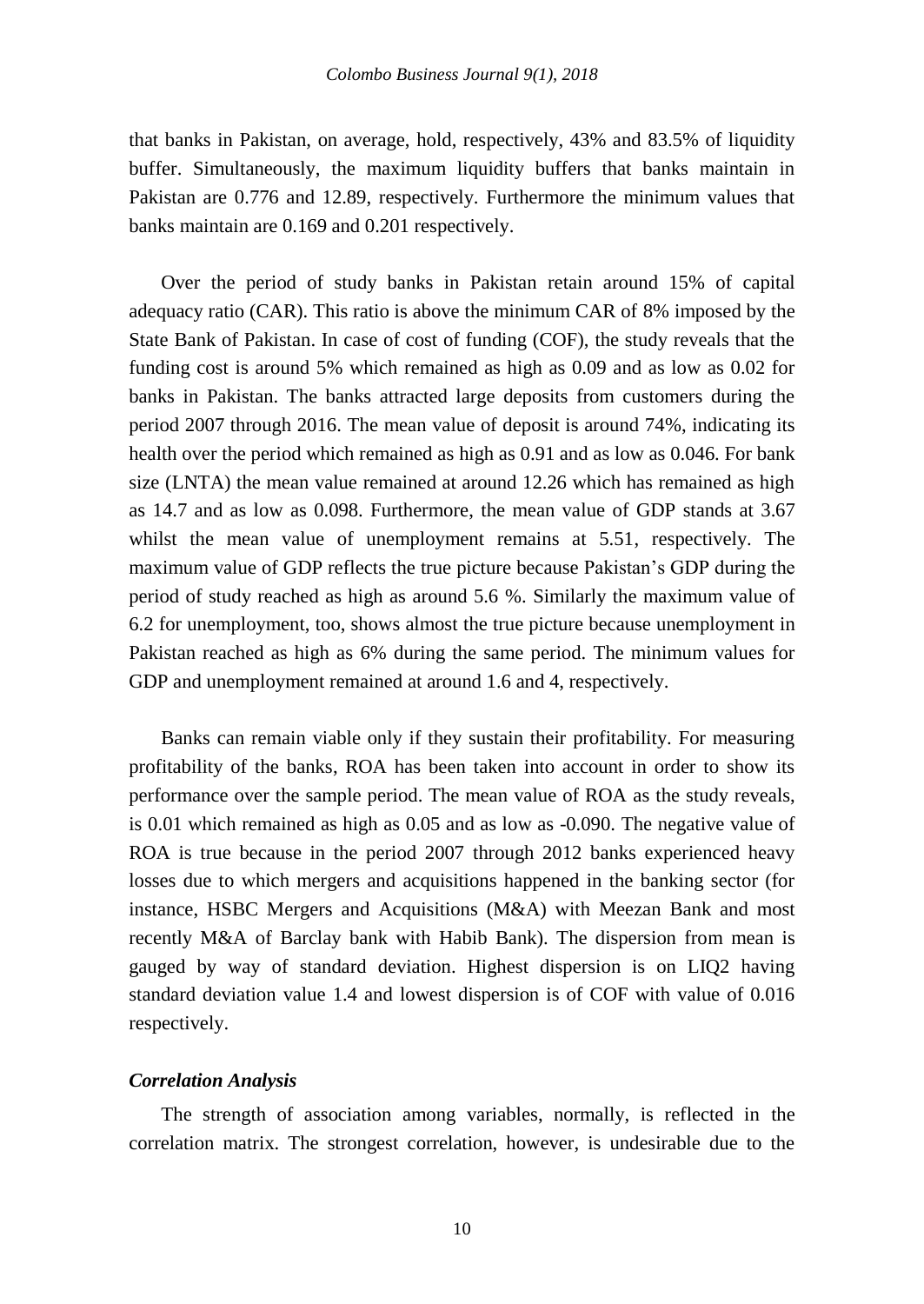that banks in Pakistan, on average, hold, respectively, 43% and 83.5% of liquidity buffer. Simultaneously, the maximum liquidity buffers that banks maintain in Pakistan are 0.776 and 12.89, respectively. Furthermore the minimum values that banks maintain are 0.169 and 0.201 respectively.

Over the period of study banks in Pakistan retain around 15% of capital adequacy ratio (CAR). This ratio is above the minimum CAR of 8% imposed by the State Bank of Pakistan. In case of cost of funding (COF), the study reveals that the funding cost is around 5% which remained as high as 0.09 and as low as 0.02 for banks in Pakistan. The banks attracted large deposits from customers during the period 2007 through 2016. The mean value of deposit is around 74%, indicating its health over the period which remained as high as 0.91 and as low as 0.046. For bank size (LNTA) the mean value remained at around 12.26 which has remained as high as 14.7 and as low as 0.098. Furthermore, the mean value of GDP stands at 3.67 whilst the mean value of unemployment remains at 5.51, respectively. The maximum value of GDP reflects the true picture because Pakistan's GDP during the period of study reached as high as around 5.6 %. Similarly the maximum value of 6.2 for unemployment, too, shows almost the true picture because unemployment in Pakistan reached as high as 6% during the same period. The minimum values for GDP and unemployment remained at around 1.6 and 4, respectively.

Banks can remain viable only if they sustain their profitability. For measuring profitability of the banks, ROA has been taken into account in order to show its performance over the sample period. The mean value of ROA as the study reveals, is 0.01 which remained as high as 0.05 and as low as -0.090. The negative value of ROA is true because in the period 2007 through 2012 banks experienced heavy losses due to which mergers and acquisitions happened in the banking sector (for instance, HSBC Mergers and Acquisitions (M&A) with Meezan Bank and most recently M&A of Barclay bank with Habib Bank). The dispersion from mean is gauged by way of standard deviation. Highest dispersion is on LIQ2 having standard deviation value 1.4 and lowest dispersion is of COF with value of 0.016 respectively.

### *Correlation Analysis*

The strength of association among variables, normally, is reflected in the correlation matrix. The strongest correlation, however, is undesirable due to the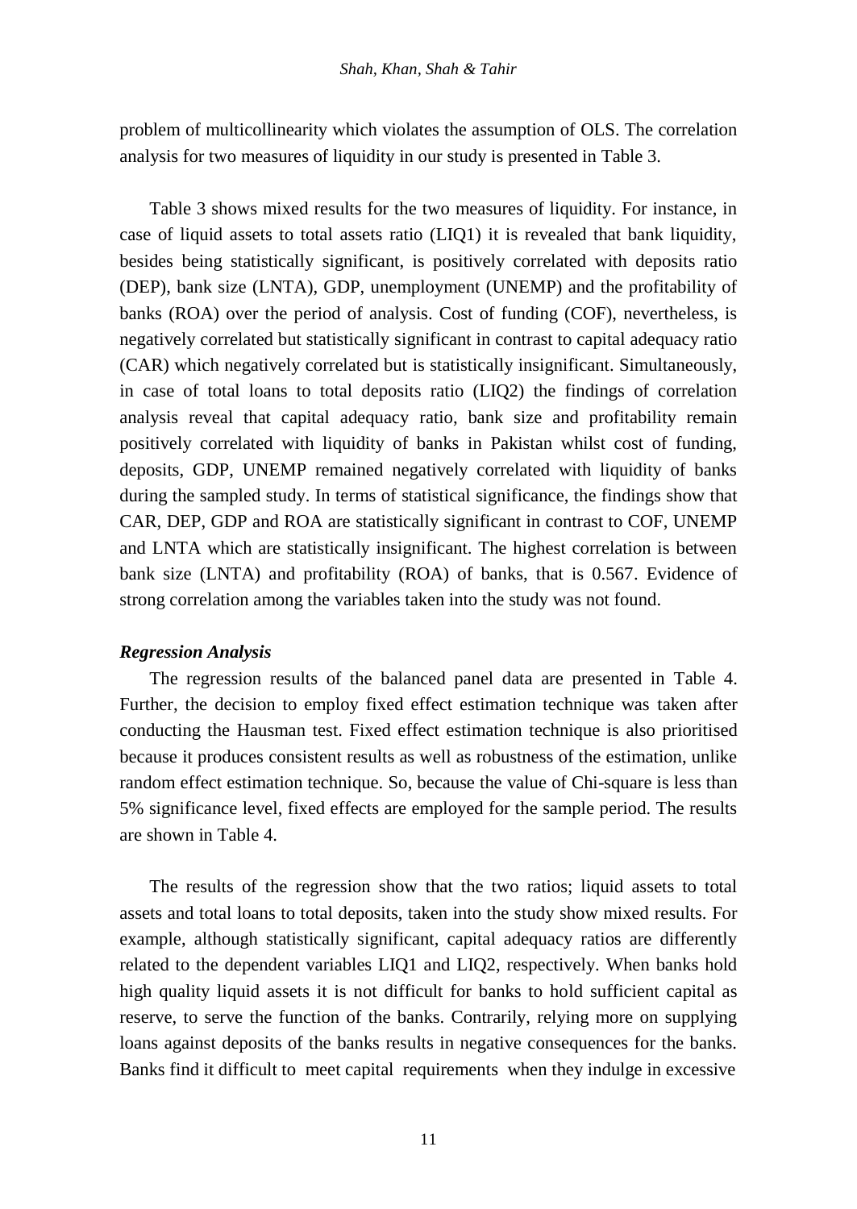problem of multicollinearity which violates the assumption of OLS. The correlation analysis for two measures of liquidity in our study is presented in Table 3.

Table 3 shows mixed results for the two measures of liquidity. For instance, in case of liquid assets to total assets ratio (LIQ1) it is revealed that bank liquidity, besides being statistically significant, is positively correlated with deposits ratio (DEP), bank size (LNTA), GDP, unemployment (UNEMP) and the profitability of banks (ROA) over the period of analysis. Cost of funding (COF), nevertheless, is negatively correlated but statistically significant in contrast to capital adequacy ratio (CAR) which negatively correlated but is statistically insignificant. Simultaneously, in case of total loans to total deposits ratio (LIQ2) the findings of correlation analysis reveal that capital adequacy ratio, bank size and profitability remain positively correlated with liquidity of banks in Pakistan whilst cost of funding, deposits, GDP, UNEMP remained negatively correlated with liquidity of banks during the sampled study. In terms of statistical significance, the findings show that CAR, DEP, GDP and ROA are statistically significant in contrast to COF, UNEMP and LNTA which are statistically insignificant. The highest correlation is between bank size (LNTA) and profitability (ROA) of banks, that is 0.567. Evidence of strong correlation among the variables taken into the study was not found.

### *Regression Analysis*

The regression results of the balanced panel data are presented in Table 4. Further, the decision to employ fixed effect estimation technique was taken after conducting the Hausman test. Fixed effect estimation technique is also prioritised because it produces consistent results as well as robustness of the estimation, unlike random effect estimation technique. So, because the value of Chi-square is less than 5% significance level, fixed effects are employed for the sample period. The results are shown in Table 4.

The results of the regression show that the two ratios; liquid assets to total assets and total loans to total deposits, taken into the study show mixed results. For example, although statistically significant, capital adequacy ratios are differently related to the dependent variables LIQ1 and LIQ2, respectively. When banks hold high quality liquid assets it is not difficult for banks to hold sufficient capital as reserve, to serve the function of the banks. Contrarily, relying more on supplying loans against deposits of the banks results in negative consequences for the banks. Banks find it difficult to meet capital requirements when they indulge in excessive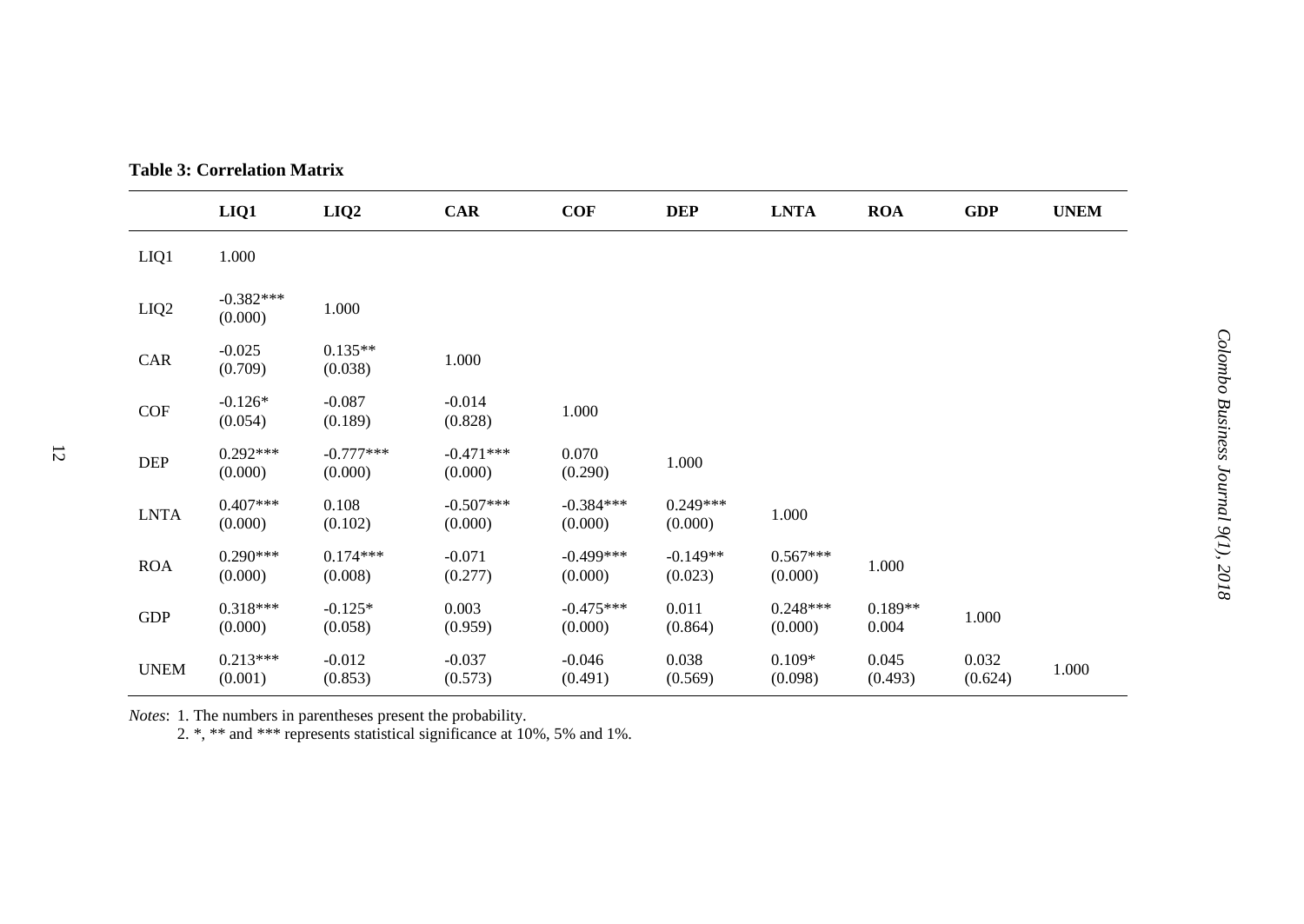**Table 3: Correlation Matrix**

| | LIQ1 | LIQ2 | CAR | COF | DEP | LNTA | ROA | GDP | UNEM |
|---|---|---|---|---|---|---|---|---|---|
| LIQ1 | 1.000 | | | | | | | | |
| LIQ2 | -0.382*** (0.000) | 1.000 | | | | | | | |
| CAR | -0.025 (0.709) | 0.135** (0.038) | 1.000 | | | | | | |
| COF | -0.126* (0.054) | -0.087 (0.189) | -0.014 (0.828) | 1.000 | | | | | |
| DEP | 0.292*** (0.000) | -0.777*** (0.000) | -0.471*** (0.000) | 0.070 (0.290) | 1.000 | | | | |
| LNTA | 0.407*** (0.000) | 0.108 (0.102) | -0.507*** (0.000) | -0.384*** (0.000) | 0.249*** (0.000) | 1.000 | | | |
| ROA | 0.290*** (0.000) | 0.174*** (0.008) | -0.071 (0.277) | -0.499*** (0.000) | -0.149** (0.023) | 0.567*** (0.000) | 1.000 | | |
| GDP | 0.318*** (0.000) | -0.125* (0.058) | 0.003 (0.959) | -0.475*** (0.000) | 0.011 (0.864) | 0.248*** (0.000) | 0.189** 0.004 | 1.000 | |
| UNEM | 0.213*** (0.001) | -0.012 (0.853) | -0.037 (0.573) | -0.046 (0.491) | 0.038 (0.569) | 0.109* (0.098) | 0.045 (0.493) | 0.032 (0.624) | 1.000 |

*Notes*: 1. The numbers in parentheses present the probability.
2. *, ** and *** represents statistical significance at 10%, 5% and 1%.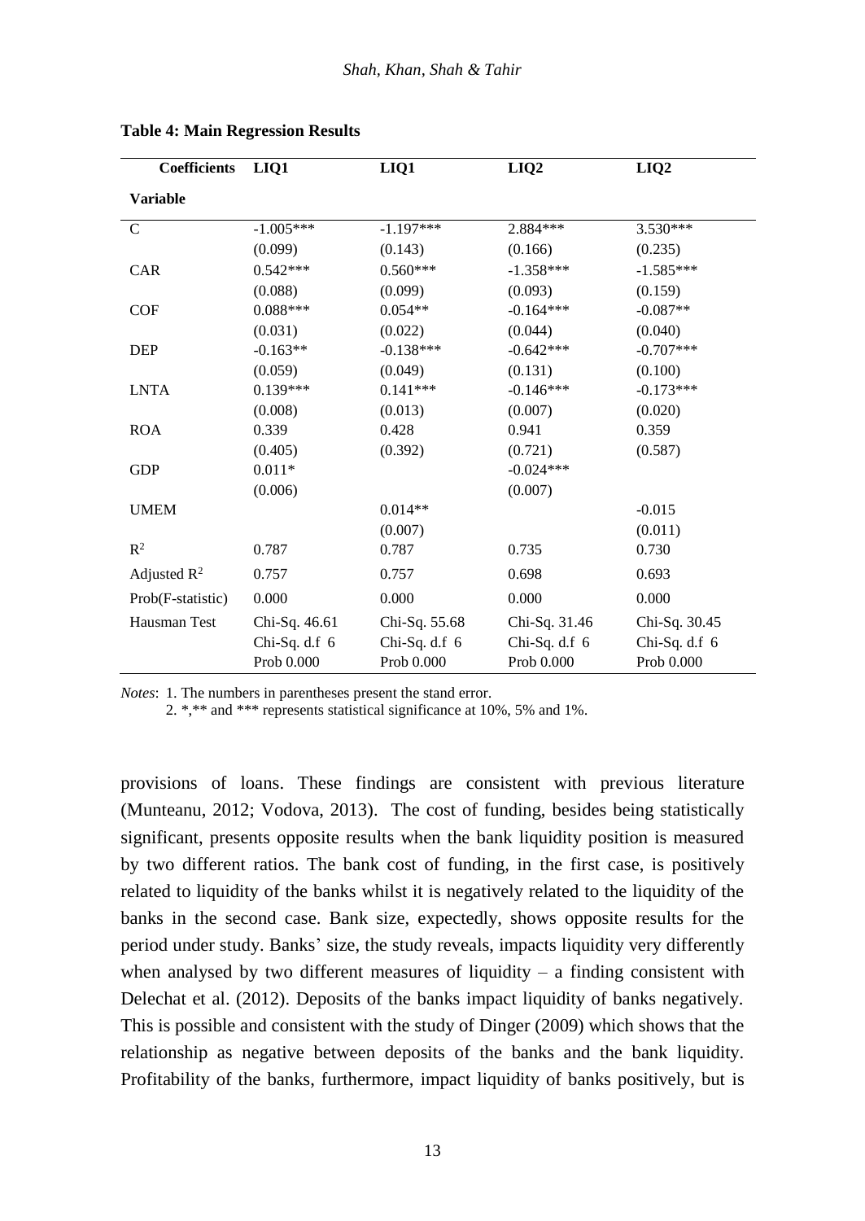**Table 4: Main Regression Results**

| Coefficients<br>Variable | LIQ1 | LIQ1 | LIQ2 | LIQ2 |
|---|---|---|---|---|
| C | -1.005*** | -1.197*** | 2.884*** | 3.530*** |
| | (0.099) | (0.143) | (0.166) | (0.235) |
| CAR | 0.542*** | 0.560*** | -1.358*** | -1.585*** |
| | (0.088) | (0.099) | (0.093) | (0.159) |
| COF | 0.088*** | 0.054** | -0.164*** | -0.087** |
| | (0.031) | (0.022) | (0.044) | (0.040) |
| DEP | -0.163** | -0.138*** | -0.642*** | -0.707*** |
| | (0.059) | (0.049) | (0.131) | (0.100) |
| LNTA | 0.139*** | 0.141*** | -0.146*** | -0.173*** |
| | (0.008) | (0.013) | (0.007) | (0.020) |
| ROA | 0.339 | 0.428 | 0.941 | 0.359 |
| | (0.405) | (0.392) | (0.721) | (0.587) |
| GDP | 0.011* | | -0.024*** | |
| | (0.006) | | (0.007) | |
| UMEM | | 0.014** | | -0.015 |
| | | (0.007) | | (0.011) |
| $R^2$ | 0.787 | 0.787 | 0.735 | 0.730 |
| Adjusted $R^2$ | 0.757 | 0.757 | 0.698 | 0.693 |
| Prob(F-statistic) | 0.000 | 0.000 | 0.000 | 0.000 |
| Hausman Test | Chi-Sq. 46.61<br>Chi-Sq. d.f 6<br>Prob 0.000 | Chi-Sq. 55.68<br>Chi-Sq. d.f 6<br>Prob 0.000 | Chi-Sq. 31.46<br>Chi-Sq. d.f 6<br>Prob 0.000 | Chi-Sq. 30.45<br>Chi-Sq. d.f 6<br>Prob 0.000 |

*Notes*: 1. The numbers in parentheses present the stand error.
2. *,** and *** represents statistical significance at 10%, 5% and 1%.

provisions of loans. These findings are consistent with previous literature (Munteanu, 2012; Vodova, 2013). The cost of funding, besides being statistically significant, presents opposite results when the bank liquidity position is measured by two different ratios. The bank cost of funding, in the first case, is positively related to liquidity of the banks whilst it is negatively related to the liquidity of the banks in the second case. Bank size, expectedly, shows opposite results for the period under study. Banks' size, the study reveals, impacts liquidity very differently when analysed by two different measures of liquidity – a finding consistent with Delechat et al. (2012). Deposits of the banks impact liquidity of banks negatively. This is possible and consistent with the study of Dinger (2009) which shows that the relationship as negative between deposits of the banks and the bank liquidity. Profitability of the banks, furthermore, impact liquidity of banks positively, but is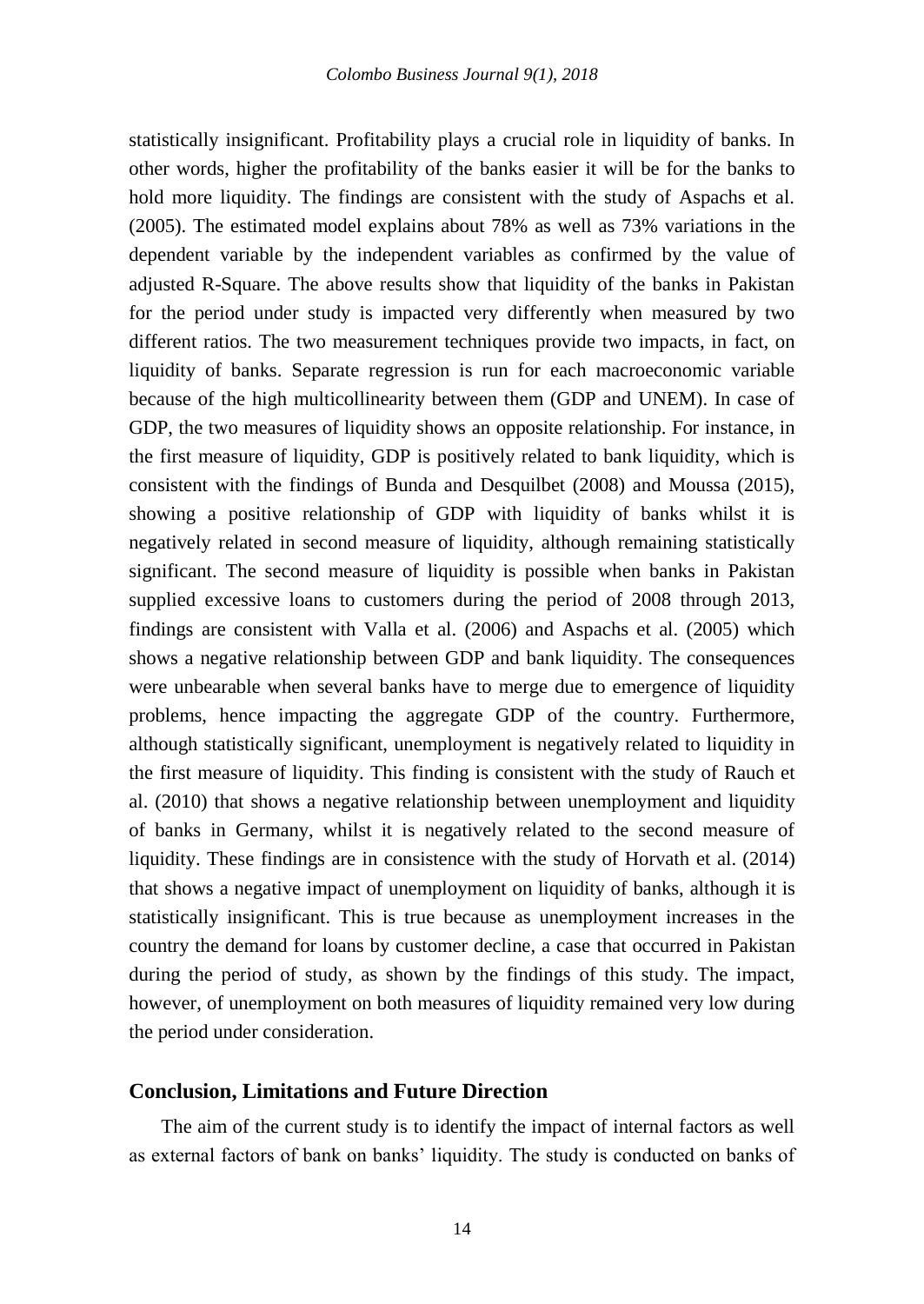statistically insignificant. Profitability plays a crucial role in liquidity of banks. In other words, higher the profitability of the banks easier it will be for the banks to hold more liquidity. The findings are consistent with the study of Aspachs et al. (2005). The estimated model explains about 78% as well as 73% variations in the dependent variable by the independent variables as confirmed by the value of adjusted R-Square. The above results show that liquidity of the banks in Pakistan for the period under study is impacted very differently when measured by two different ratios. The two measurement techniques provide two impacts, in fact, on liquidity of banks. Separate regression is run for each macroeconomic variable because of the high multicollinearity between them (GDP and UNEM). In case of GDP, the two measures of liquidity shows an opposite relationship. For instance, in the first measure of liquidity, GDP is positively related to bank liquidity, which is consistent with the findings of Bunda and Desquilbet (2008) and Moussa (2015), showing a positive relationship of GDP with liquidity of banks whilst it is negatively related in second measure of liquidity, although remaining statistically significant. The second measure of liquidity is possible when banks in Pakistan supplied excessive loans to customers during the period of 2008 through 2013, findings are consistent with Valla et al. (2006) and Aspachs et al. (2005) which shows a negative relationship between GDP and bank liquidity. The consequences were unbearable when several banks have to merge due to emergence of liquidity problems, hence impacting the aggregate GDP of the country. Furthermore, although statistically significant, unemployment is negatively related to liquidity in the first measure of liquidity. This finding is consistent with the study of Rauch et al. (2010) that shows a negative relationship between unemployment and liquidity of banks in Germany, whilst it is negatively related to the second measure of liquidity. These findings are in consistence with the study of Horvath et al. (2014) that shows a negative impact of unemployment on liquidity of banks, although it is statistically insignificant. This is true because as unemployment increases in the country the demand for loans by customer decline, a case that occurred in Pakistan during the period of study, as shown by the findings of this study. The impact, however, of unemployment on both measures of liquidity remained very low during the period under consideration.

## Conclusion, Limitations and Future Direction

The aim of the current study is to identify the impact of internal factors as well as external factors of bank on banks' liquidity. The study is conducted on banks of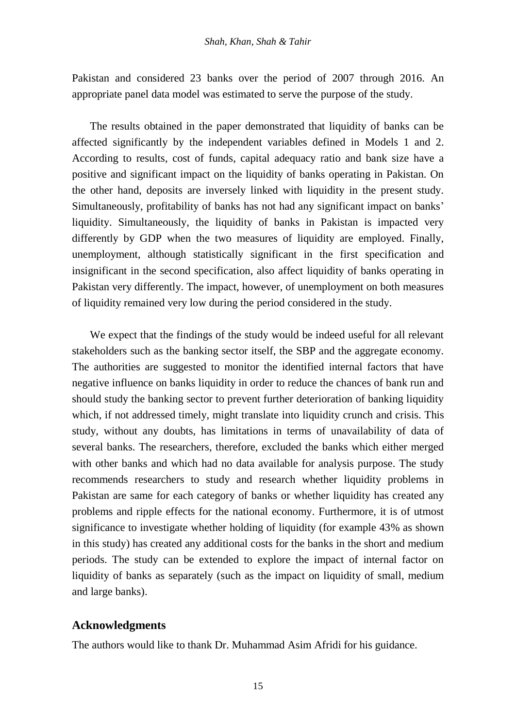Pakistan and considered 23 banks over the period of 2007 through 2016. An appropriate panel data model was estimated to serve the purpose of the study.

The results obtained in the paper demonstrated that liquidity of banks can be affected significantly by the independent variables defined in Models 1 and 2. According to results, cost of funds, capital adequacy ratio and bank size have a positive and significant impact on the liquidity of banks operating in Pakistan. On the other hand, deposits are inversely linked with liquidity in the present study. Simultaneously, profitability of banks has not had any significant impact on banks' liquidity. Simultaneously, the liquidity of banks in Pakistan is impacted very differently by GDP when the two measures of liquidity are employed. Finally, unemployment, although statistically significant in the first specification and insignificant in the second specification, also affect liquidity of banks operating in Pakistan very differently. The impact, however, of unemployment on both measures of liquidity remained very low during the period considered in the study.

We expect that the findings of the study would be indeed useful for all relevant stakeholders such as the banking sector itself, the SBP and the aggregate economy. The authorities are suggested to monitor the identified internal factors that have negative influence on banks liquidity in order to reduce the chances of bank run and should study the banking sector to prevent further deterioration of banking liquidity which, if not addressed timely, might translate into liquidity crunch and crisis. This study, without any doubts, has limitations in terms of unavailability of data of several banks. The researchers, therefore, excluded the banks which either merged with other banks and which had no data available for analysis purpose. The study recommends researchers to study and research whether liquidity problems in Pakistan are same for each category of banks or whether liquidity has created any problems and ripple effects for the national economy. Furthermore, it is of utmost significance to investigate whether holding of liquidity (for example 43% as shown in this study) has created any additional costs for the banks in the short and medium periods. The study can be extended to explore the impact of internal factor on liquidity of banks as separately (such as the impact on liquidity of small, medium and large banks).

## Acknowledgments

The authors would like to thank Dr. Muhammad Asim Afridi for his guidance.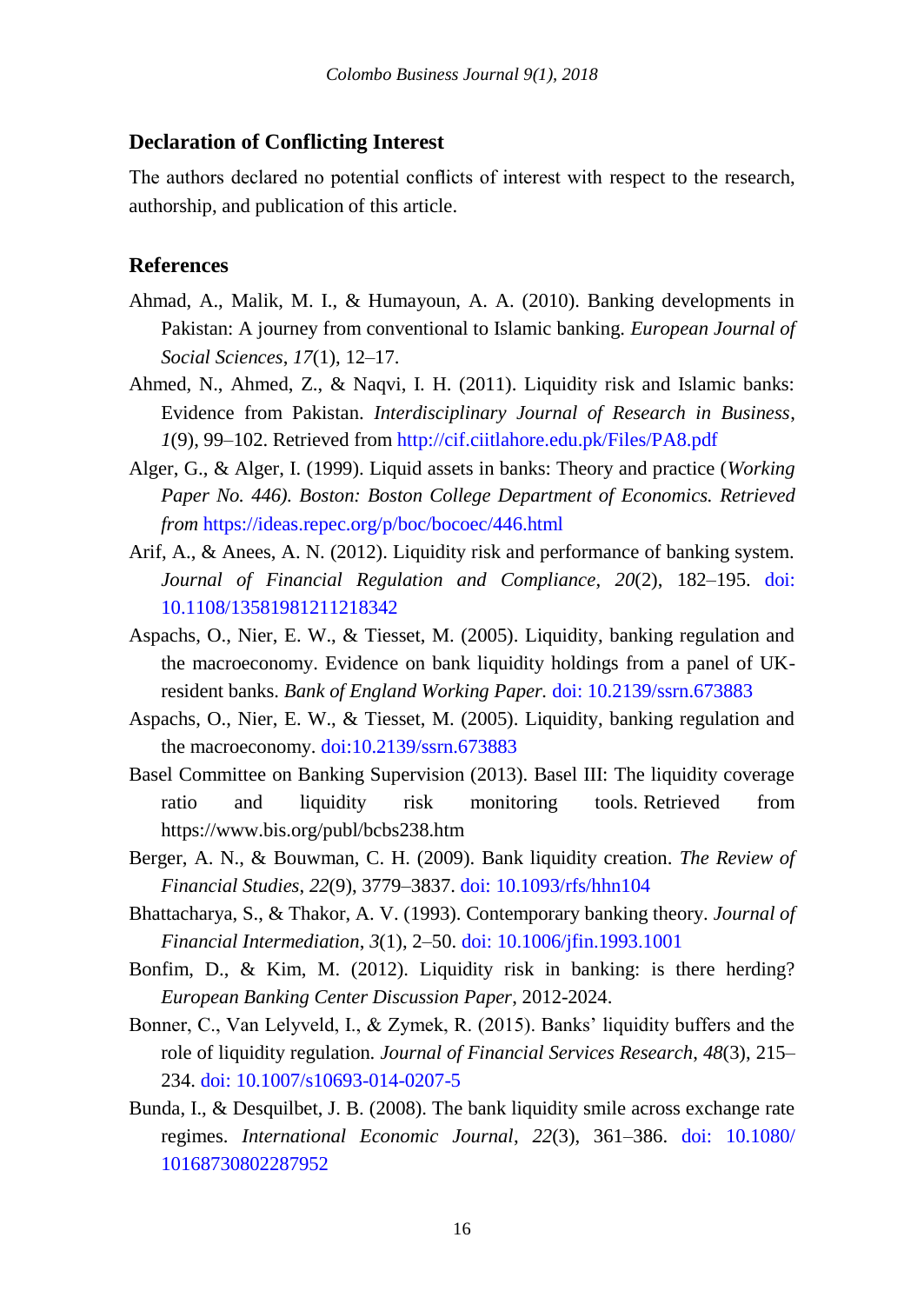## Declaration of Conflicting Interest

The authors declared no potential conflicts of interest with respect to the research, authorship, and publication of this article.

## References

Ahmad, A., Malik, M. I., & Humayoun, A. A. (2010). Banking developments in Pakistan: A journey from conventional to Islamic banking. *European Journal of Social Sciences*, *17*(1), 12–17.

Ahmed, N., Ahmed, Z., & Naqvi, I. H. (2011). Liquidity risk and Islamic banks: Evidence from Pakistan. *Interdisciplinary Journal of Research in Business*, *1*(9), 99–102. Retrieved from http://cif.ciitlahore.edu.pk/Files/PA8.pdf

Alger, G., & Alger, I. (1999). Liquid assets in banks: Theory and practice (*Working Paper No. 446). Boston: Boston College Department of Economics. Retrieved from* https://ideas.repec.org/p/boc/bocoec/446.html

Arif, A., & Anees, A. N. (2012). Liquidity risk and performance of banking system. *Journal of Financial Regulation and Compliance*, *20*(2), 182–195. doi: 10.1108/13581981211218342

Aspachs, O., Nier, E. W., & Tiesset, M. (2005). Liquidity, banking regulation and the macroeconomy. Evidence on bank liquidity holdings from a panel of UK-resident banks. *Bank of England Working Paper.* doi: 10.2139/ssrn.673883

Aspachs, O., Nier, E. W., & Tiesset, M. (2005). Liquidity, banking regulation and the macroeconomy. doi:10.2139/ssrn.673883

Basel Committee on Banking Supervision (2013). Basel III: The liquidity coverage ratio and liquidity risk monitoring tools. Retrieved from https://www.bis.org/publ/bcbs238.htm

Berger, A. N., & Bouwman, C. H. (2009). Bank liquidity creation. *The Review of Financial Studies*, *22*(9), 3779–3837. doi: 10.1093/rfs/hhn104

Bhattacharya, S., & Thakor, A. V. (1993). Contemporary banking theory. *Journal of Financial Intermediation*, *3*(1), 2–50. doi: 10.1006/jfin.1993.1001

Bonfim, D., & Kim, M. (2012). Liquidity risk in banking: is there herding? *European Banking Center Discussion Paper*, 2012-2024.

Bonner, C., Van Lelyveld, I., & Zymek, R. (2015). Banks' liquidity buffers and the role of liquidity regulation. *Journal of Financial Services Research*, *48*(3), 215–234. doi: 10.1007/s10693-014-0207-5

Bunda, I., & Desquilbet, J. B. (2008). The bank liquidity smile across exchange rate regimes. *International Economic Journal*, *22*(3), 361–386. doi: 10.1080/10168730802287952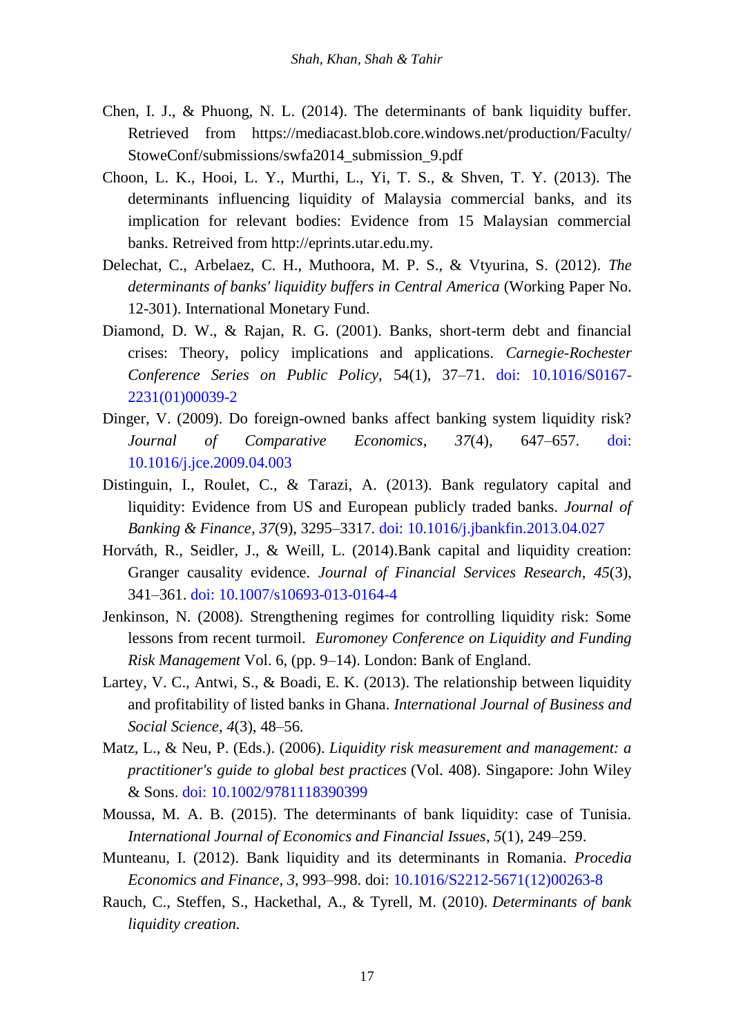Chen, I. J., & Phuong, N. L. (2014). The determinants of bank liquidity buffer. Retrieved from https://mediacast.blob.core.windows.net/production/Faculty/StoweConf/submissions/swfa2014_submission_9.pdf

Choon, L. K., Hooi, L. Y., Murthi, L., Yi, T. S., & Shven, T. Y. (2013). The determinants influencing liquidity of Malaysia commercial banks, and its implication for relevant bodies: Evidence from 15 Malaysian commercial banks. Retreived from http://eprints.utar.edu.my.

Delechat, C., Arbelaez, C. H., Muthoora, M. P. S., & Vtyurina, S. (2012). *The determinants of banks' liquidity buffers in Central America* (Working Paper No. 12-301). International Monetary Fund.

Diamond, D. W., & Rajan, R. G. (2001). Banks, short-term debt and financial crises: Theory, policy implications and applications. *Carnegie-Rochester Conference Series on Public Policy*, 54(1), 37–71. doi: 10.1016/S0167-2231(01)00039-2

Dinger, V. (2009). Do foreign-owned banks affect banking system liquidity risk? *Journal of Comparative Economics*, *37*(4), 647–657. doi: 10.1016/j.jce.2009.04.003

Distinguin, I., Roulet, C., & Tarazi, A. (2013). Bank regulatory capital and liquidity: Evidence from US and European publicly traded banks. *Journal of Banking & Finance*, *37*(9), 3295–3317. doi: 10.1016/j.jbankfin.2013.04.027

Horváth, R., Seidler, J., & Weill, L. (2014).Bank capital and liquidity creation: Granger causality evidence. *Journal of Financial Services Research*, *45*(3), 341–361. doi: 10.1007/s10693-013-0164-4

Jenkinson, N. (2008). Strengthening regimes for controlling liquidity risk: Some lessons from recent turmoil. *Euromoney Conference on Liquidity and Funding Risk Management* Vol. 6, (pp. 9–14). London: Bank of England.

Lartey, V. C., Antwi, S., & Boadi, E. K. (2013). The relationship between liquidity and profitability of listed banks in Ghana. *International Journal of Business and Social Science*, *4*(3), 48–56.

Matz, L., & Neu, P. (Eds.). (2006). *Liquidity risk measurement and management: a practitioner's guide to global best practices* (Vol. 408). Singapore: John Wiley & Sons. doi: 10.1002/9781118390399

Moussa, M. A. B. (2015). The determinants of bank liquidity: case of Tunisia. *International Journal of Economics and Financial Issues*, *5*(1), 249–259.

Munteanu, I. (2012). Bank liquidity and its determinants in Romania. *Procedia Economics and Finance*, *3*, 993–998. doi: 10.1016/S2212-5671(12)00263-8

Rauch, C., Steffen, S., Hackethal, A., & Tyrell, M. (2010). *Determinants of bank liquidity creation.*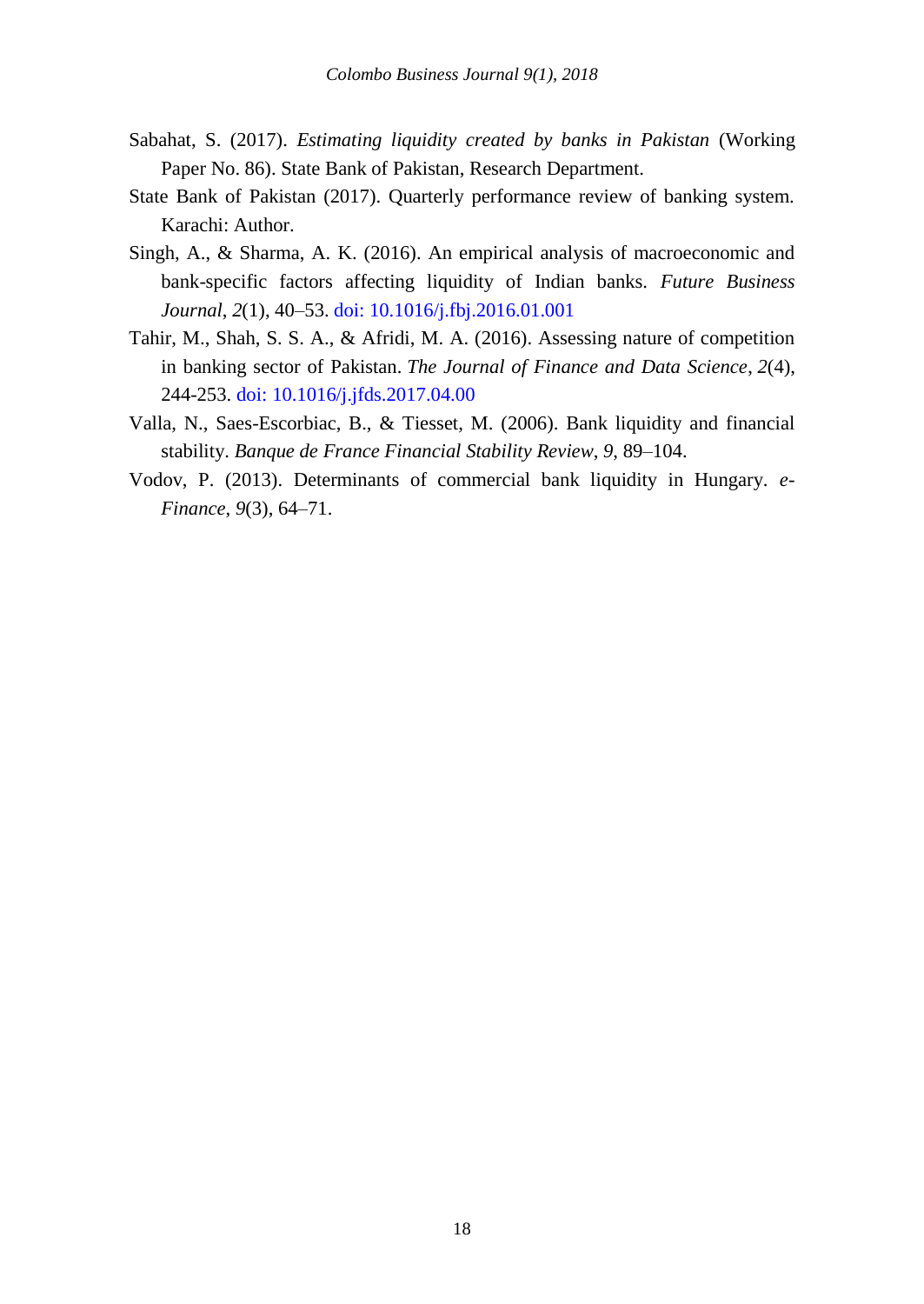Sabahat, S. (2017). *Estimating liquidity created by banks in Pakistan* (Working Paper No. 86). State Bank of Pakistan, Research Department.

State Bank of Pakistan (2017). Quarterly performance review of banking system. Karachi: Author.

Singh, A., & Sharma, A. K. (2016). An empirical analysis of macroeconomic and bank-specific factors affecting liquidity of Indian banks. *Future Business Journal*, *2*(1), 40–53. doi: 10.1016/j.fbj.2016.01.001

Tahir, M., Shah, S. S. A., & Afridi, M. A. (2016). Assessing nature of competition in banking sector of Pakistan. *The Journal of Finance and Data Science*, *2*(4), 244-253. doi: 10.1016/j.jfds.2017.04.00

Valla, N., Saes-Escorbiac, B., & Tiesset, M. (2006). Bank liquidity and financial stability. *Banque de France Financial Stability Review*, *9*, 89–104.

Vodov, P. (2013). Determinants of commercial bank liquidity in Hungary. *e-Finance*, *9*(3), 64–71.